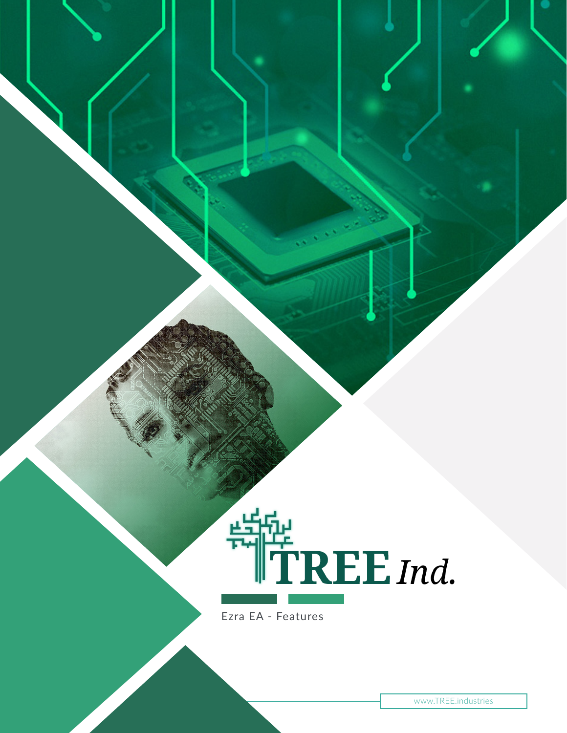# TREE *Ind.*

Ezra EA - Features

www.TREE.industries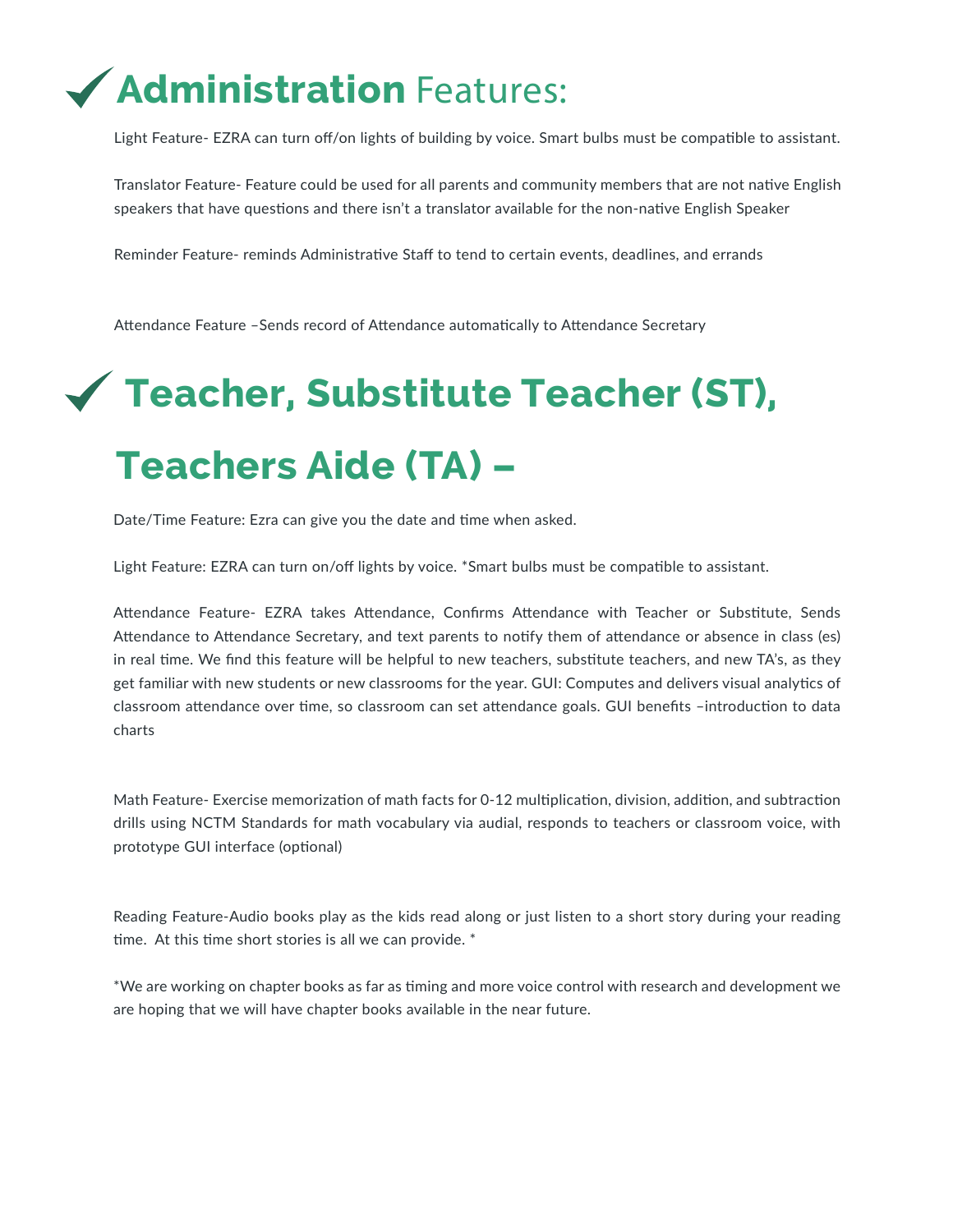# ✓ **Administration** Features:

Light Feature- EZRA can turn off/on lights of building by voice. Smart bulbs must be compatible to assistant.

Translator Feature- Feature could be used for all parents and community members that are not native English speakers that have questions and there isn't a translator available for the non-native English Speaker

Reminder Feature- reminds Administrative Staff to tend to certain events, deadlines, and errands

Attendance Feature –Sends record of Attendance automatically to Attendance Secretary

# ✓ Teacher, Substitute Teacher (ST), Teachers Aide (TA) –

Date/Time Feature: Ezra can give you the date and time when asked.

Light Feature: EZRA can turn on/off lights by voice. *Smart bulbs must be compatible to assistant.

Attendance Feature- EZRA takes Attendance, Confirms Attendance with Teacher or Substitute, Sends Attendance to Attendance Secretary, and text parents to notify them of attendance or absence in class (es) in real time. We find this feature will be helpful to new teachers, substitute teachers, and new TA's, as they get familiar with new students or new classrooms for the year. GUI: Computes and delivers visual analytics of classroom attendance over time, so classroom can set attendance goals. GUI benefits –introduction to data charts

Math Feature- Exercise memorization of math facts for 0-12 multiplication, division, addition, and subtraction drills using NCTM Standards for math vocabulary via audial, responds to teachers or classroom voice, with prototype GUI interface (optional)

Reading Feature-Audio books play as the kids read along or just listen to a short story during your reading time. At this time short stories is all we can provide. *

*We are working on chapter books as far as timing and more voice control with research and development we are hoping that we will have chapter books available in the near future.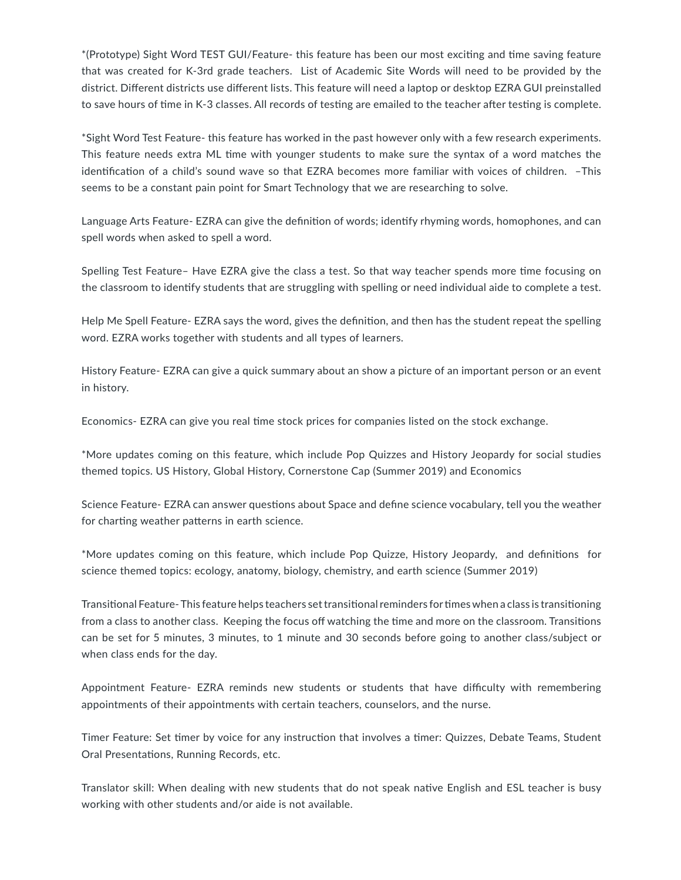*(Prototype) Sight Word TEST GUI/Feature- this feature has been our most exciting and time saving feature that was created for K-3rd grade teachers. List of Academic Site Words will need to be provided by the district. Different districts use different lists. This feature will need a laptop or desktop EZRA GUI preinstalled to save hours of time in K-3 classes. All records of testing are emailed to the teacher after testing is complete.

*Sight Word Test Feature- this feature has worked in the past however only with a few research experiments. This feature needs extra ML time with younger students to make sure the syntax of a word matches the identification of a child's sound wave so that EZRA becomes more familiar with voices of children. –This seems to be a constant pain point for Smart Technology that we are researching to solve.

Language Arts Feature- EZRA can give the definition of words; identify rhyming words, homophones, and can spell words when asked to spell a word.

Spelling Test Feature– Have EZRA give the class a test. So that way teacher spends more time focusing on the classroom to identify students that are struggling with spelling or need individual aide to complete a test.

Help Me Spell Feature- EZRA says the word, gives the definition, and then has the student repeat the spelling word. EZRA works together with students and all types of learners.

History Feature- EZRA can give a quick summary about an show a picture of an important person or an event in history.

Economics- EZRA can give you real time stock prices for companies listed on the stock exchange.

*More updates coming on this feature, which include Pop Quizzes and History Jeopardy for social studies themed topics. US History, Global History, Cornerstone Cap (Summer 2019) and Economics

Science Feature- EZRA can answer questions about Space and define science vocabulary, tell you the weather for charting weather patterns in earth science.

*More updates coming on this feature, which include Pop Quizze, History Jeopardy, and definitions for science themed topics: ecology, anatomy, biology, chemistry, and earth science (Summer 2019)

Transitional Feature- This feature helps teachers set transitional reminders for times when a class is transitioning from a class to another class. Keeping the focus off watching the time and more on the classroom. Transitions can be set for 5 minutes, 3 minutes, to 1 minute and 30 seconds before going to another class/subject or when class ends for the day.

Appointment Feature- EZRA reminds new students or students that have difficulty with remembering appointments of their appointments with certain teachers, counselors, and the nurse.

Timer Feature: Set timer by voice for any instruction that involves a timer: Quizzes, Debate Teams, Student Oral Presentations, Running Records, etc.

Translator skill: When dealing with new students that do not speak native English and ESL teacher is busy working with other students and/or aide is not available.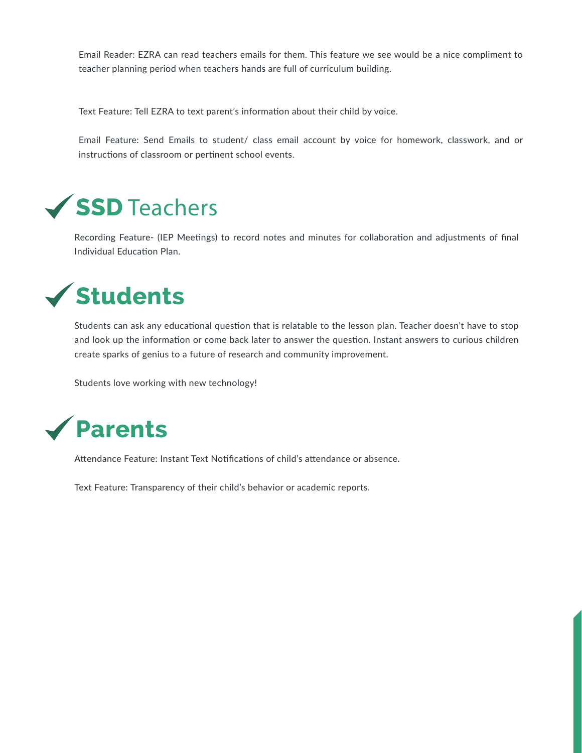Email Reader: EZRA can read teachers emails for them. This feature we see would be a nice compliment to teacher planning period when teachers hands are full of curriculum building.

Text Feature: Tell EZRA to text parent's information about their child by voice.

Email Feature: Send Emails to student/ class email account by voice for homework, classwork, and or instructions of classroom or pertinent school events.

## ✓ **SSD** Teachers

Recording Feature- (IEP Meetings) to record notes and minutes for collaboration and adjustments of final Individual Education Plan.

## ✓ Students

Students can ask any educational question that is relatable to the lesson plan. Teacher doesn't have to stop and look up the information or come back later to answer the question. Instant answers to curious children create sparks of genius to a future of research and community improvement.

Students love working with new technology!

## ✓ Parents

Attendance Feature: Instant Text Notifications of child's attendance or absence.

Text Feature: Transparency of their child's behavior or academic reports.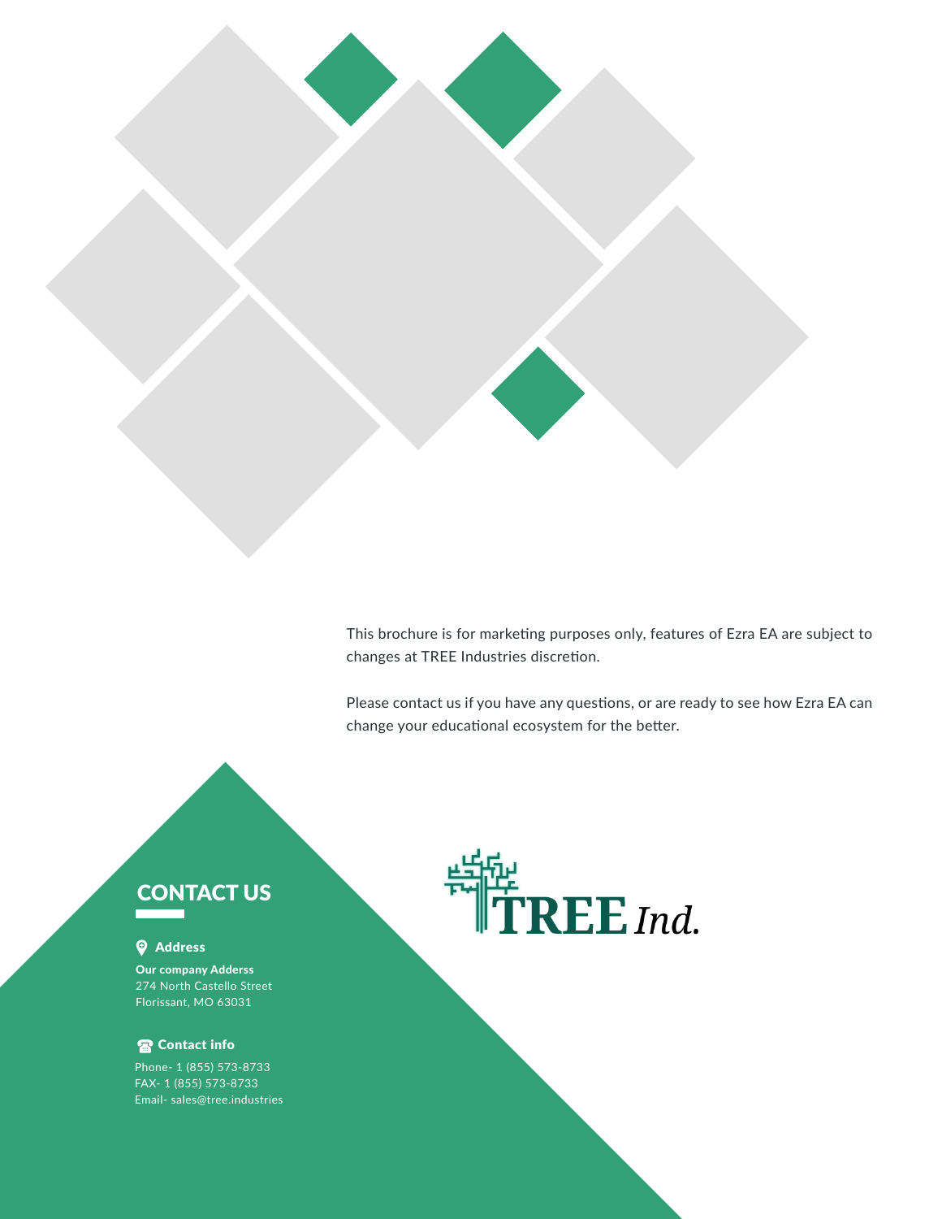This brochure is for marketing purposes only, features of Ezra EA are subject to changes at TREE Industries discretion.

Please contact us if you have any questions, or are ready to see how Ezra EA can change your educational ecosystem for the better.

## CONTACT US

### Address

**Our company Adderss**
274 North Castello Street
Florissant, MO 63031

### Contact info

Phone- 1 (855) 573-8733
FAX- 1 (855) 573-8733
Email- sales@tree.industries

TREE *Ind.*